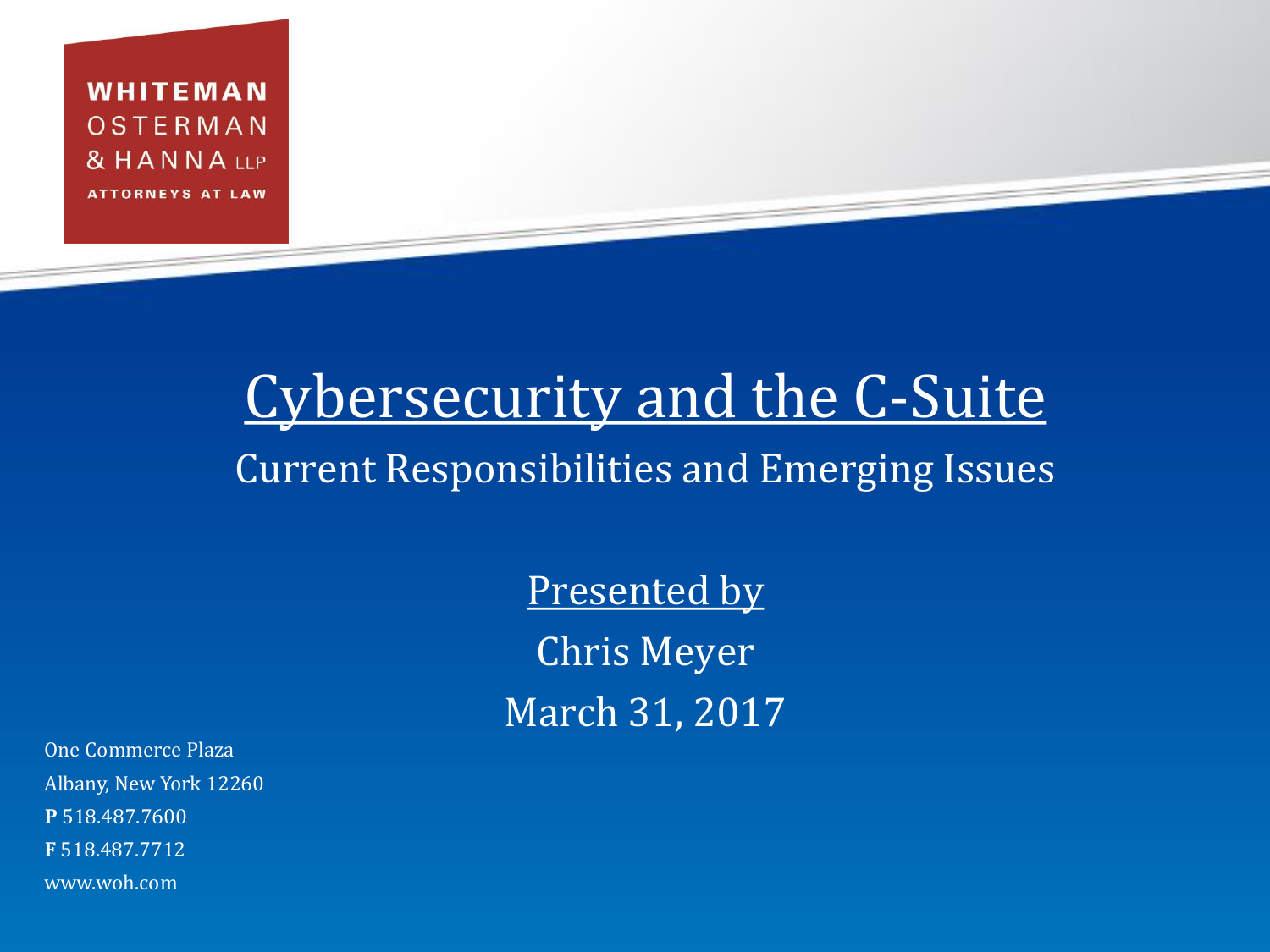WHITEMAN
OSTERMAN
& HANNA LLP
ATTORNEYS AT LAW

# Cybersecurity and the C-Suite

## Current Responsibilities and Emerging Issues

Presented by

Chris Meyer

March 31, 2017

One Commerce Plaza
Albany, New York 12260
**P** 518.487.7600
**F** 518.487.7712
www.woh.com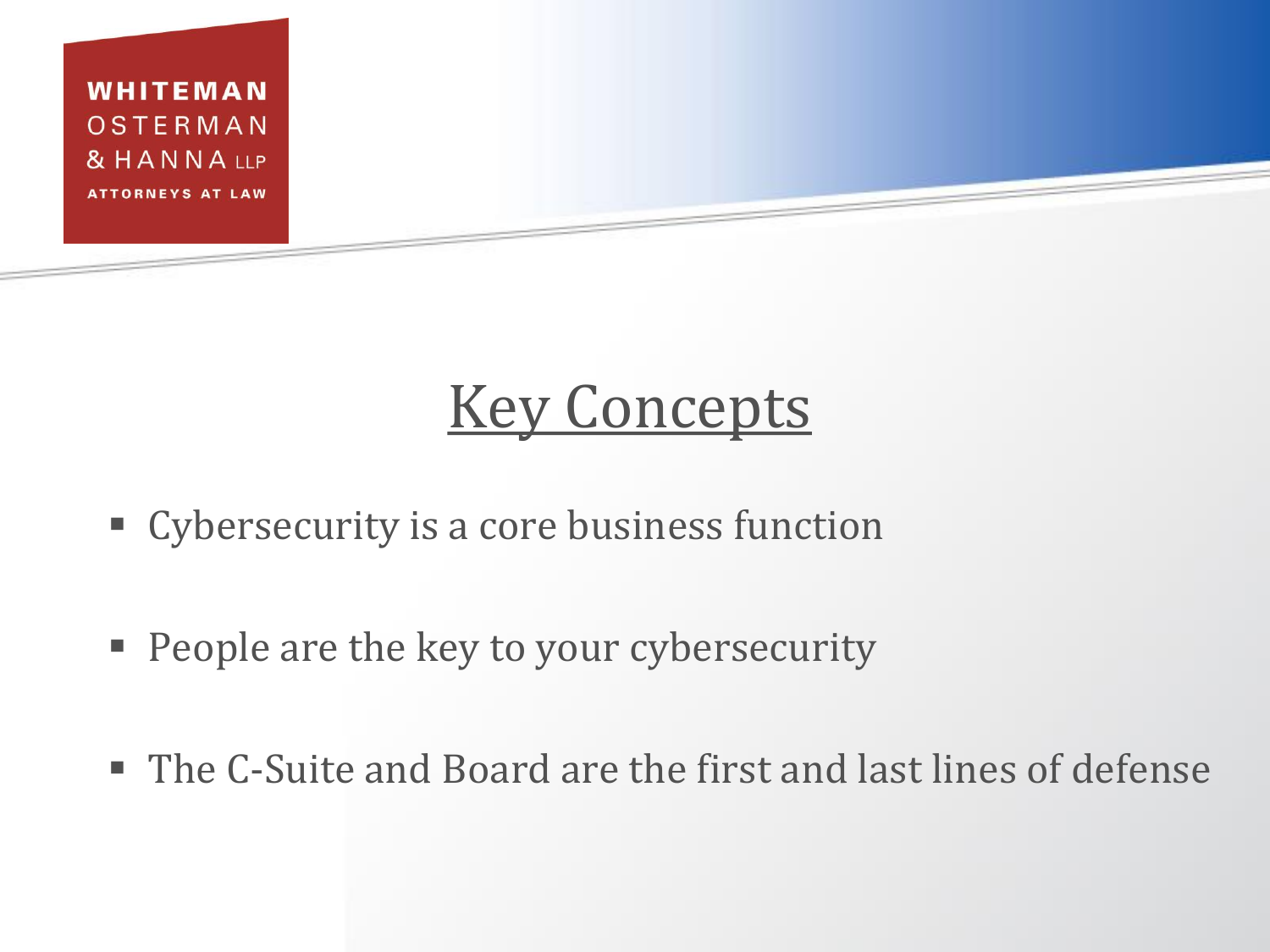# Key Concepts

- Cybersecurity is a core business function
- People are the key to your cybersecurity
- The C-Suite and Board are the first and last lines of defense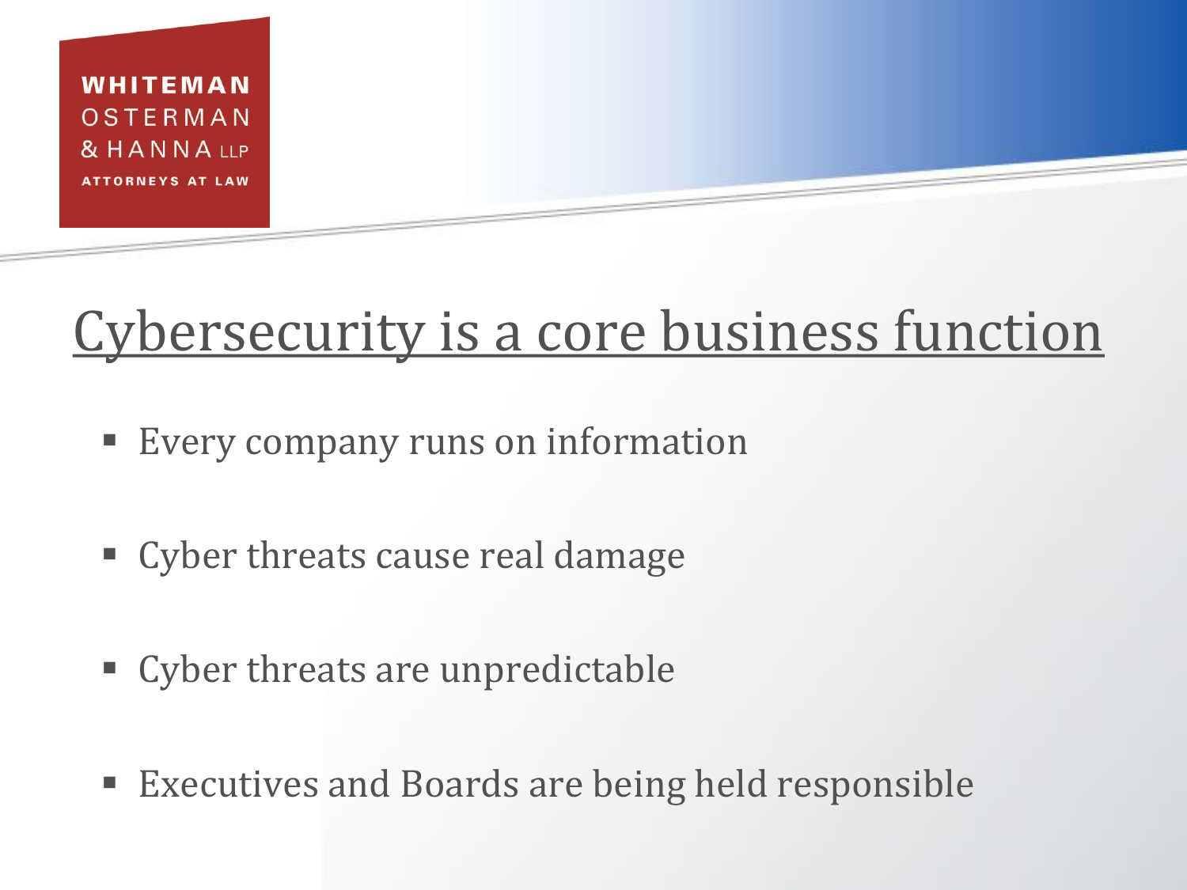# Cybersecurity is a core business function

- Every company runs on information
- Cyber threats cause real damage
- Cyber threats are unpredictable
- Executives and Boards are being held responsible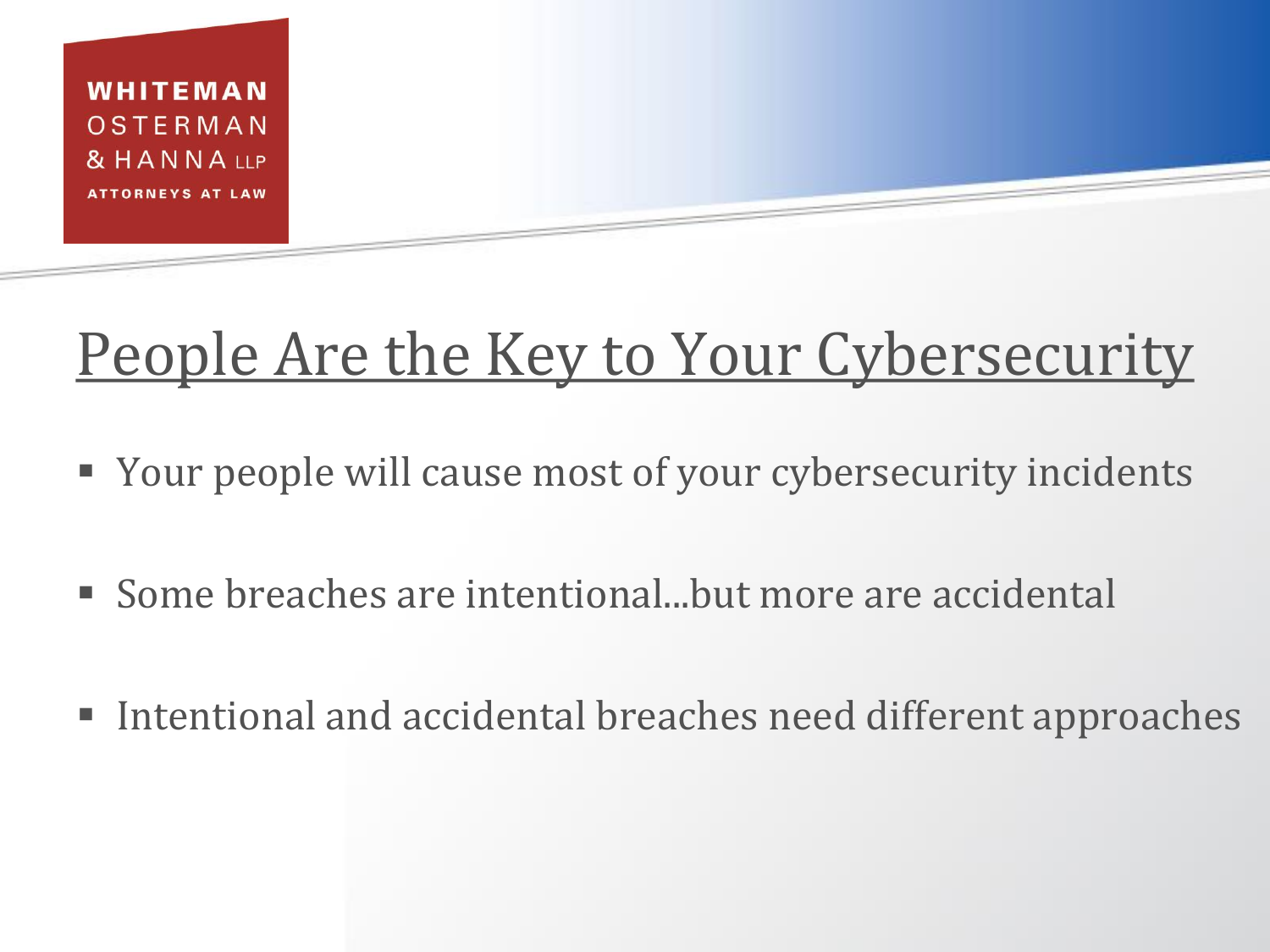# People Are the Key to Your Cybersecurity

- Your people will cause most of your cybersecurity incidents
- Some breaches are intentional...but more are accidental
- Intentional and accidental breaches need different approaches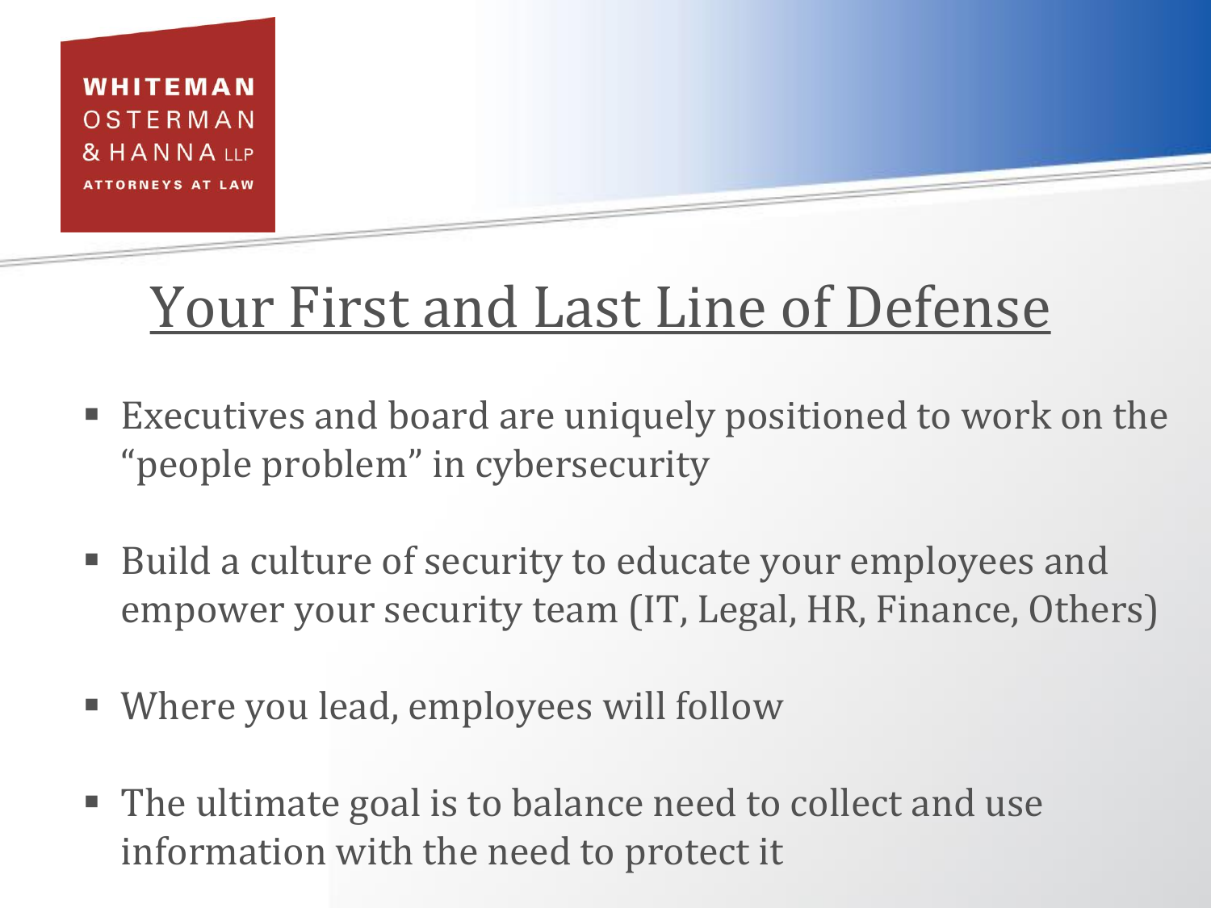WHITEMAN
OSTERMAN
& HANNA LLP
ATTORNEYS AT LAW

# Your First and Last Line of Defense

- Executives and board are uniquely positioned to work on the "people problem" in cybersecurity
- Build a culture of security to educate your employees and empower your security team (IT, Legal, HR, Finance, Others)
- Where you lead, employees will follow
- The ultimate goal is to balance need to collect and use information with the need to protect it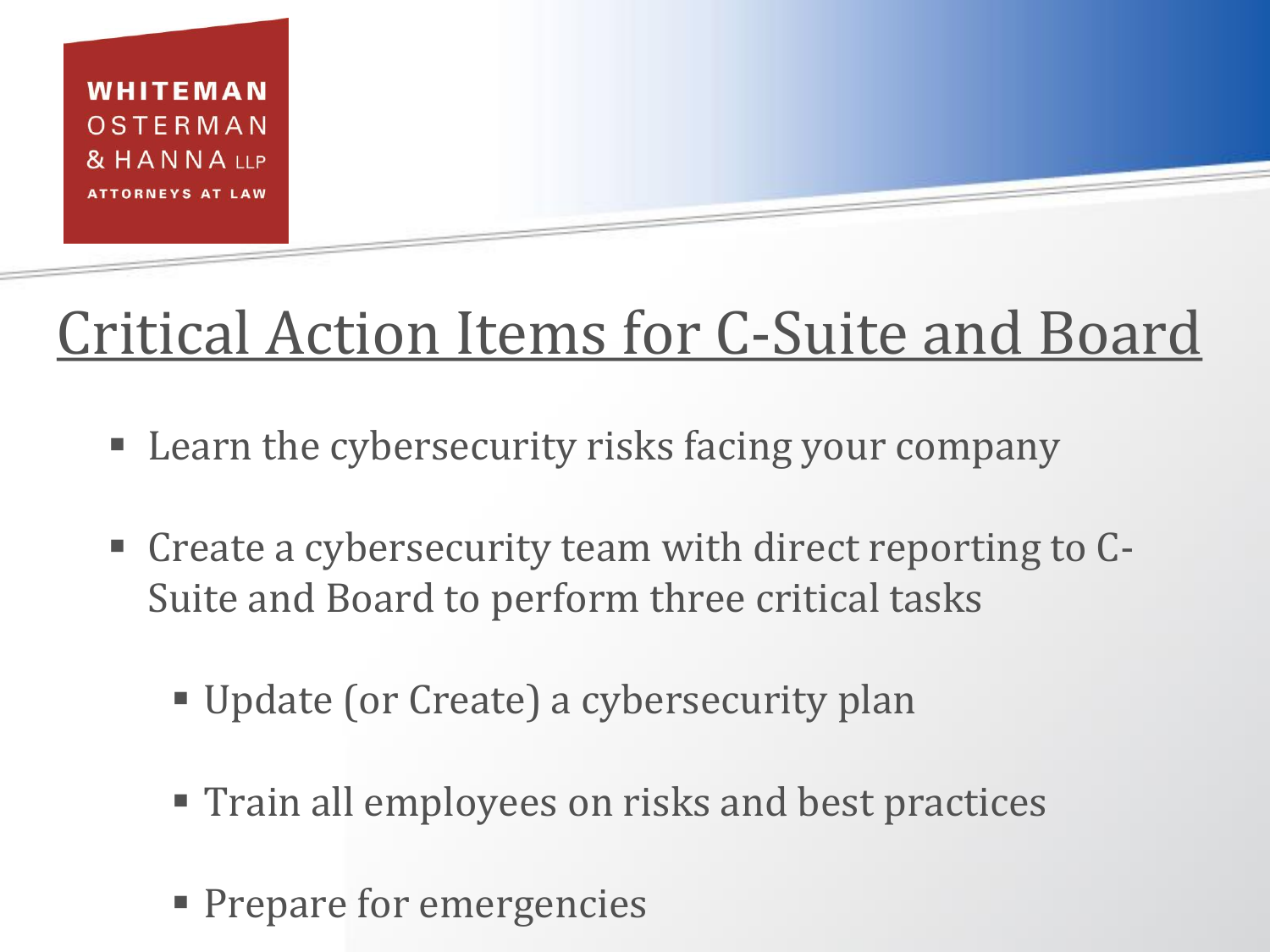WHITEMAN OSTERMAN & HANNA LLP
ATTORNEYS AT LAW

# Critical Action Items for C-Suite and Board

- Learn the cybersecurity risks facing your company
- Create a cybersecurity team with direct reporting to C-Suite and Board to perform three critical tasks
  - Update (or Create) a cybersecurity plan
  - Train all employees on risks and best practices
  - Prepare for emergencies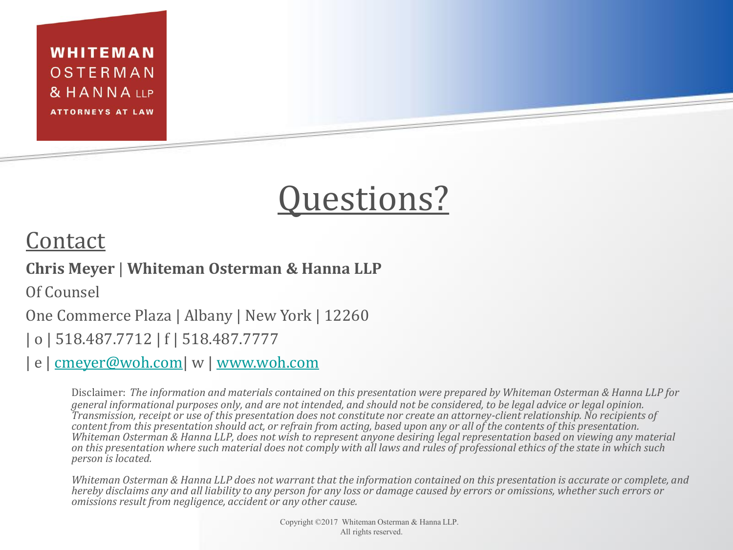WHITEMAN
OSTERMAN
& HANNA LLP
ATTORNEYS AT LAW

# Questions?

## Contact

**Chris Meyer | Whiteman Osterman & Hanna LLP**

Of Counsel

One Commerce Plaza | Albany | New York | 12260

| o | 518.487.7712 | f | 518.487.7777

| e | cmeyer@woh.com| w | www.woh.com

Disclaimer: *The information and materials contained on this presentation were prepared by Whiteman Osterman & Hanna LLP for general informational purposes only, and are not intended, and should not be considered, to be legal advice or legal opinion. Transmission, receipt or use of this presentation does not constitute nor create an attorney-client relationship. No recipients of content from this presentation should act, or refrain from acting, based upon any or all of the contents of this presentation. Whiteman Osterman & Hanna LLP, does not wish to represent anyone desiring legal representation based on viewing any material on this presentation where such material does not comply with all laws and rules of professional ethics of the state in which such person is located.*

*Whiteman Osterman & Hanna LLP does not warrant that the information contained on this presentation is accurate or complete, and hereby disclaims any and all liability to any person for any loss or damage caused by errors or omissions, whether such errors or omissions result from negligence, accident or any other cause.*

Copyright ©2017 Whiteman Osterman & Hanna LLP.
All rights reserved.